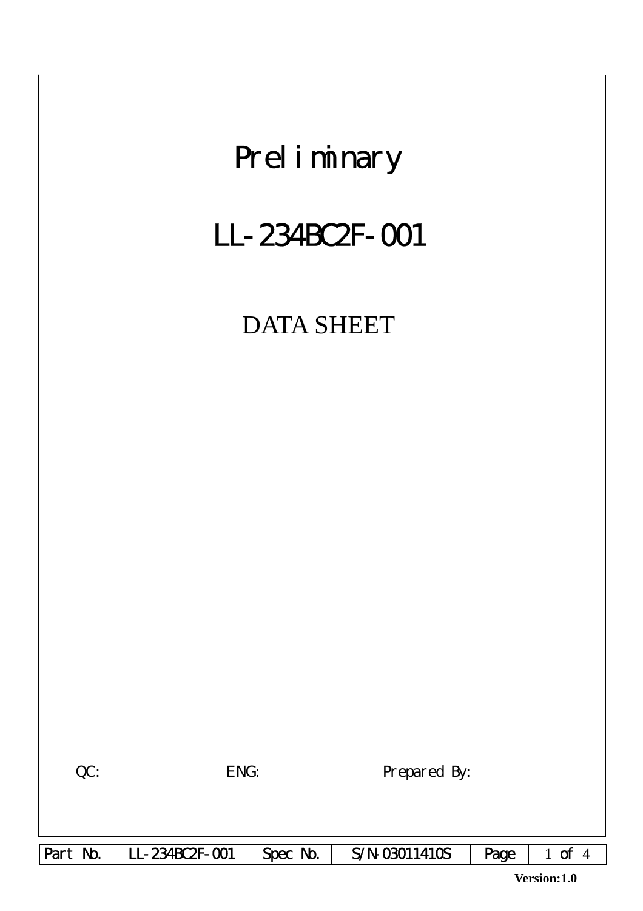# Preliminary

# LL-234BC2F-001

## DATA SHEET

QC: ENG: Prepared By:

| Part No. | LL-234BC2F-001 | Spec No. | S/N-03011410S |
|---|---|---|---|

Version:1.0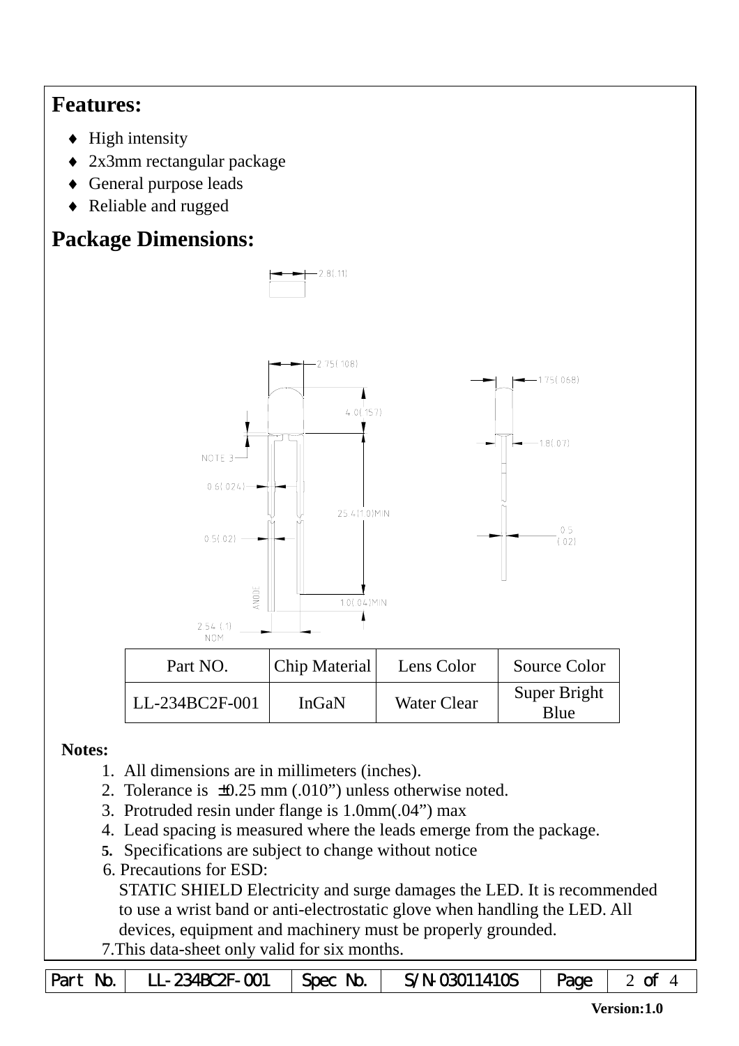# Features:

- ♦ High intensity
- ♦ 2x3mm rectangular package
- ♦ General purpose leads
- ♦ Reliable and rugged

# Package Dimensions:

2.8(.11)

2.75(.108)

4.0(.157)

NOTE 3

0.6(.024)

25.4(1.0)MIN

0.5(.02)

ANODE

1.0(.04)MIN

2.54 (.1) NOM

1.75(.068)

1.8(.07)

0.5 (.02)

| Part NO. | Chip Material | Lens Color | Source Color |
|---|---|---|---|
| LL-234BC2F-001 | InGaN | Water Clear | Super Bright Blue |

**Notes:**

1. All dimensions are in millimeters (inches).
2. Tolerance is ±0.25 mm (.010") unless otherwise noted.
3. Protruded resin under flange is 1.0mm(.04") max
4. Lead spacing is measured where the leads emerge from the package.
5. Specifications are subject to change without notice
6. Precautions for ESD:
   STATIC SHIELD Electricity and surge damages the LED. It is recommended to use a wrist band or anti-electrostatic glove when handling the LED. All devices, equipment and machinery must be properly grounded.
7. This data-sheet only valid for six months.

| Part No. | LL-234BC2F-001 | Spec No. | S/N-03011410S |
|---|---|---|---|

Version:1.0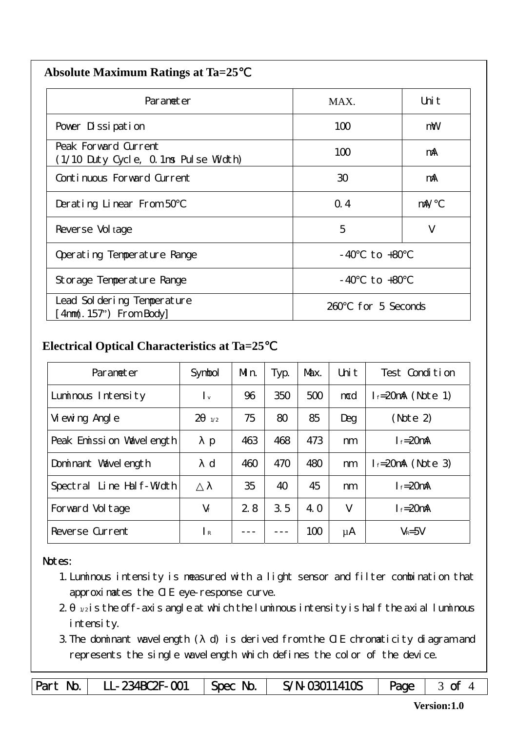## Absolute Maximum Ratings at Ta=25℃

| Parameter | MAX. | Unit |
|---|---|---|
| Power Dissipation | 100 | mW |
| Peak Forward Current (1/10 Duty Cycle, 0.1ms Pulse Width) | 100 | mA |
| Continuous Forward Current | 30 | mA |
| Derating Linear From 50℃ | 0.4 | mA/℃ |
| Reverse Voltage | 5 | V |
| Operating Temperature Range | -40℃ to +80℃ | |
| Storage Temperature Range | -40℃ to +80℃ | |
| Lead Soldering Temperature [4mm(.157") From Body] | 260℃ for 5 Seconds | |

## Electrical Optical Characteristics at Ta=25℃

| Parameter | Symbol | Min. | Typ. | Max. | Unit | Test Condition |
|---|---|---|---|---|---|---|
| Luminous Intensity | $I_v$ | 96 | 350 | 500 | mcd | $I_f$=20mA (Note 1) |
| Viewing Angle | $2\theta_{1/2}$ | 75 | 80 | 85 | Deg | (Note 2) |
| Peak Emission Wavelength | $\lambda p$ | 463 | 468 | 473 | nm | $I_f$=20mA |
| Dominant Wavelength | $\lambda d$ | 460 | 470 | 480 | nm | $I_f$=20mA (Note 3) |
| Spectral Line Half-Width | $\triangle\lambda$ | 35 | 40 | 45 | nm | $I_f$=20mA |
| Forward Voltage | $V_f$ | 2.8 | 3.5 | 4.0 | V | $I_f$=20mA |
| Reverse Current | $I_R$ | --- | --- | 100 | μA | $V_R$=5V |

Notes:

1. Luminous intensity is measured with a light sensor and filter combination that approximates the CIE eye-response curve.
2. $\theta_{1/2}$ is the off-axis angle at which the luminous intensity is half the axial luminous intensity.
3. The dominant wavelength ($\lambda$d) is derived from the CIE chromaticity diagram and represents the single wavelength which defines the color of the device.

| Part No. | LL-234BC2F-001 | Spec No. | S/N-03011410S | Page | 3 of 4 |
|---|---|---|---|---|---|

Version:1.0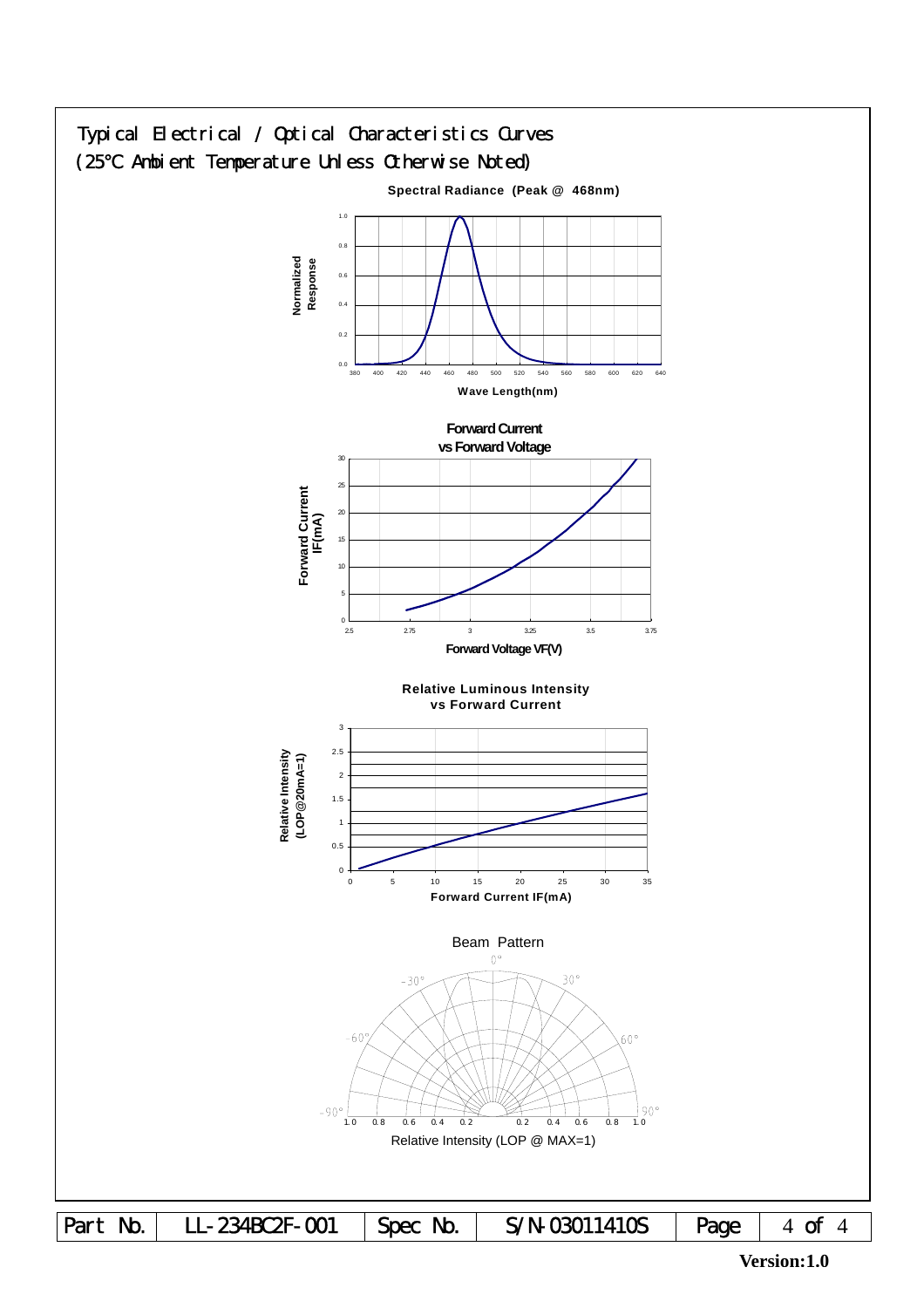# Typical Electrical / Optical Characteristics Curves
(25°C Ambient Temperature Unless Otherwise Noted)

**Spectral Radiance (Peak @ 468nm)**

Normalized Response

1.0
0.8
0.6
0.4
0.2
0.0

380 400 420 440 460 480 500 520 540 560 580 600 620 640

**Wave Length(nm)**

**Forward Current vs Forward Voltage**

Forward Current IF(mA)

30
25
20
15
10
5
0

2.5 2.75 3 3.25 3.5 3.75

**Forward Voltage VF(V)**

**Relative Luminous Intensity vs Forward Current**

Relative Intensity (LOP@20mA=1)

3
2.5
2
1.5
1
0.5
0

0 5 10 15 20 25 30 35

**Forward Current IF(mA)**

Beam Pattern

0° -30° 30° -60° 60° -90° 90°

1.0 0.8 0.6 0.4 0.2 0.2 0.4 0.6 0.8 1.0

Relative Intensity (LOP @ MAX=1)

| Part No. | LL-234BC2F-001 | Spec No. | S/N-03011410S | Page | 4 of 4 |
|---|---|---|---|---|---|

**Version:1.0**